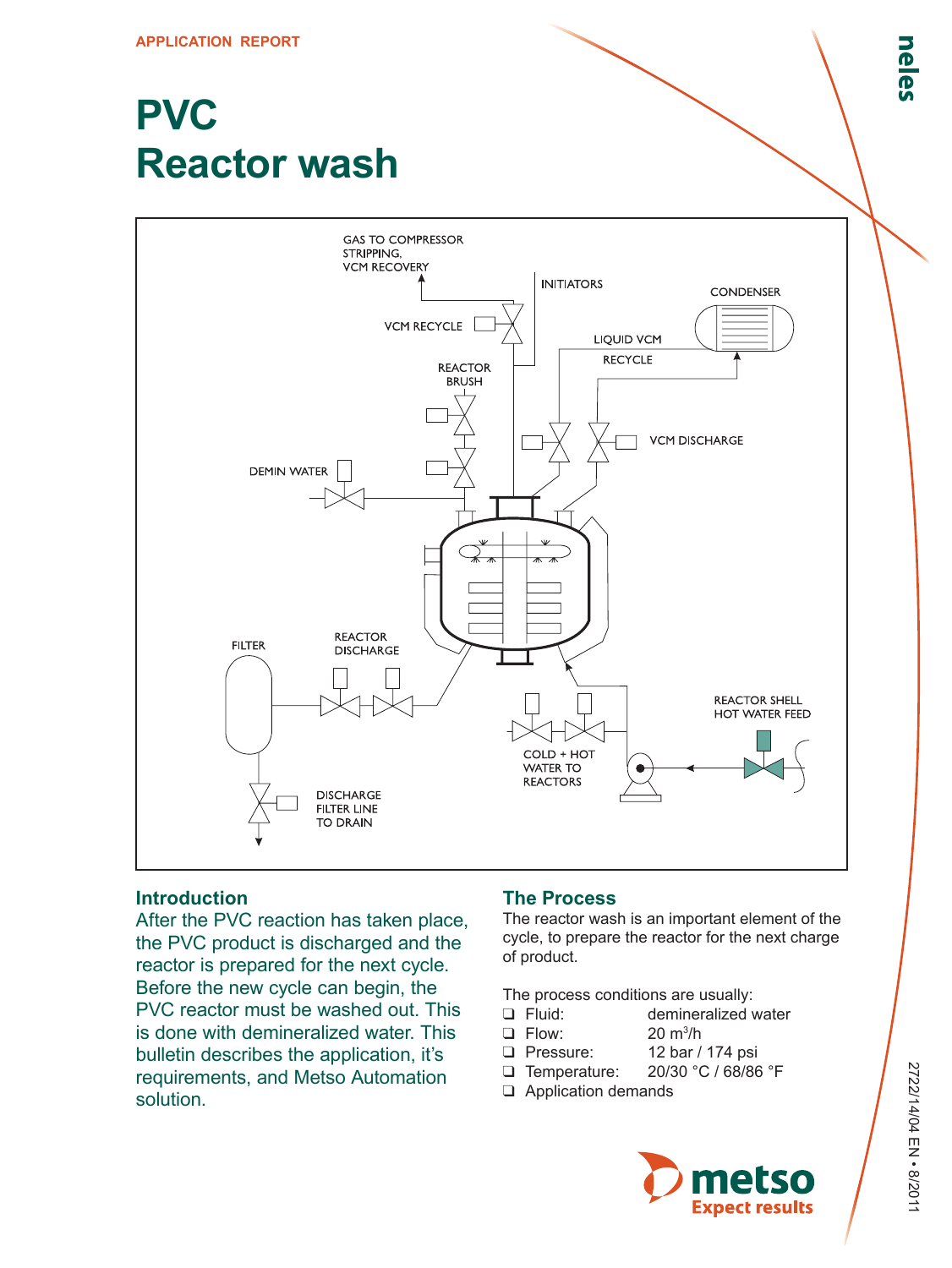APPLICATION REPORT

# PVC
# Reactor wash

GAS TO COMPRESSOR STRIPPING, VCM RECOVERY

INITIATORS

CONDENSER

VCM RECYCLE

LIQUID VCM RECYCLE

REACTOR BRUSH

VCM DISCHARGE

DEMIN WATER

FILTER

REACTOR DISCHARGE

REACTOR SHELL HOT WATER FEED

COLD + HOT WATER TO REACTORS

DISCHARGE FILTER LINE TO DRAIN

## Introduction

After the PVC reaction has taken place, the PVC product is discharged and the reactor is prepared for the next cycle. Before the new cycle can begin, the PVC reactor must be washed out. This is done with demineralized water. This bulletin describes the application, it's requirements, and Metso Automation solution.

## The Process

The reactor wash is an important element of the cycle, to prepare the reactor for the next charge of product.

The process conditions are usually:

- Fluid: demineralized water
- Flow: 20 $m^3$/h
- Pressure: 12 bar / 174 psi
- Temperature: 20/30 °C / 68/86 °F
- Application demands

2722/14/04 EN • 8/2011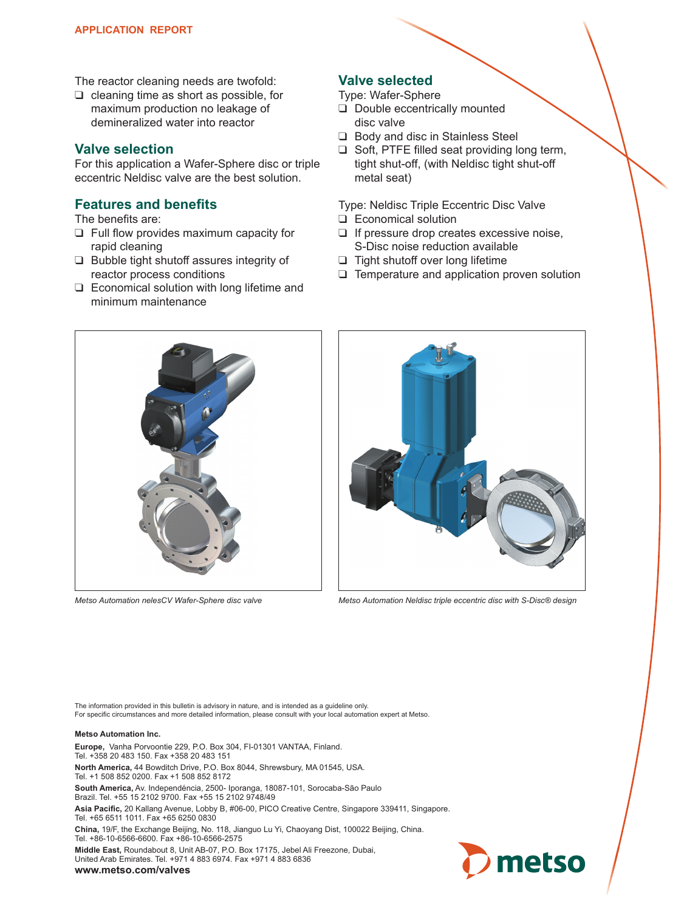The reactor cleaning needs are twofold:

- cleaning time as short as possible, for maximum production no leakage of demineralized water into reactor

## Valve selection

For this application a Wafer-Sphere disc or triple eccentric Neldisc valve are the best solution.

## Features and benefits

The benefits are:

- Full flow provides maximum capacity for rapid cleaning
- Bubble tight shutoff assures integrity of reactor process conditions
- Economical solution with long lifetime and minimum maintenance

## Valve selected

Type: Wafer-Sphere

- Double eccentrically mounted disc valve
- Body and disc in Stainless Steel
- Soft, PTFE filled seat providing long term, tight shut-off, (with Neldisc tight shut-off metal seat)

Type: Neldisc Triple Eccentric Disc Valve

- Economical solution
- If pressure drop creates excessive noise, S-Disc noise reduction available
- Tight shutoff over long lifetime
- Temperature and application proven solution

*Metso Automation nelesCV Wafer-Sphere disc valve*

*Metso Automation Neldisc triple eccentric disc with S-Disc® design*

The information provided in this bulletin is advisory in nature, and is intended as a guideline only.
For specific circumstances and more detailed information, please consult with your local automation expert at Metso.

**Metso Automation Inc.**

**Europe,** Vanha Porvoontie 229, P.O. Box 304, FI-01301 VANTAA, Finland.
Tel. +358 20 483 150. Fax +358 20 483 151

**North America,** 44 Bowditch Drive, P.O. Box 8044, Shrewsbury, MA 01545, USA.
Tel. +1 508 852 0200. Fax +1 508 852 8172

**South America,** Av. Independência, 2500- Iporanga, 18087-101, Sorocaba-São Paulo
Brazil. Tel. +55 15 2102 9700. Fax +55 15 2102 9748/49

**Asia Pacific,** 20 Kallang Avenue, Lobby B, #06-00, PICO Creative Centre, Singapore 339411, Singapore.
Tel. +65 6511 1011. Fax +65 6250 0830

**China,** 19/F, the Exchange Beijing, No. 118, Jianguo Lu Yi, Chaoyang Dist, 100022 Beijing, China.
Tel. +86-10-6566-6600. Fax +86-10-6566-2575

**Middle East,** Roundabout 8, Unit AB-07, P.O. Box 17175, Jebel Ali Freezone, Dubai,
United Arab Emirates. Tel. +971 4 883 6974. Fax +971 4 883 6836

**www.metso.com/valves**

metso